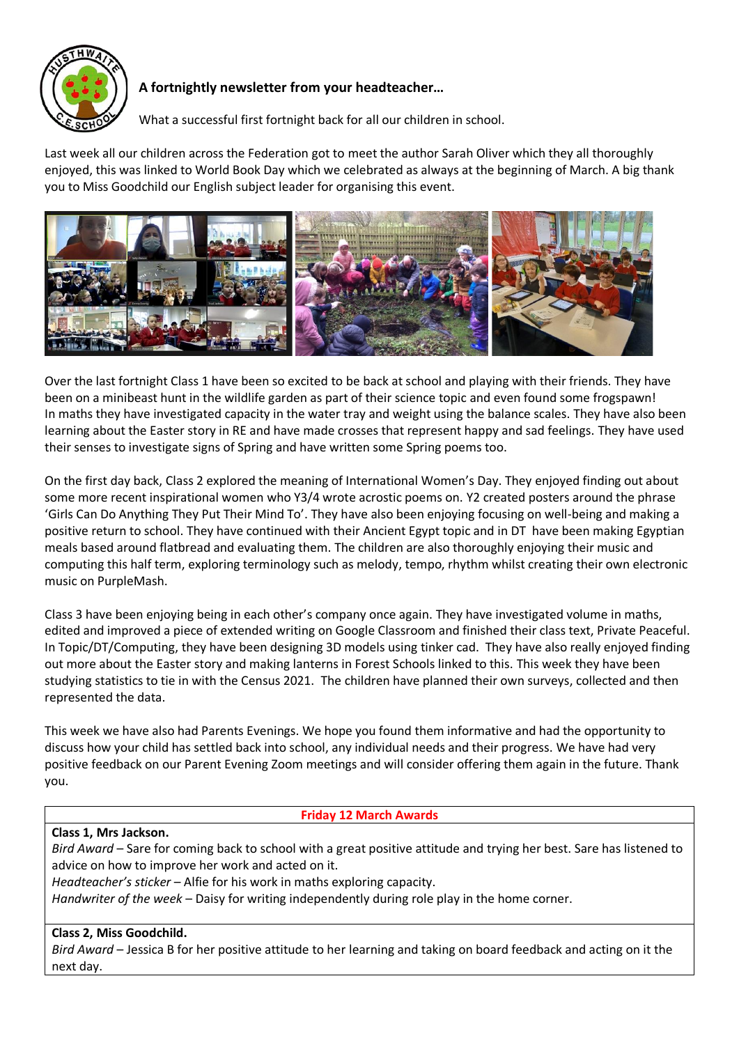**A fortnightly newsletter from your headteacher…**

What a successful first fortnight back for all our children in school.

Last week all our children across the Federation got to meet the author Sarah Oliver which they all thoroughly enjoyed, this was linked to World Book Day which we celebrated as always at the beginning of March. A big thank you to Miss Goodchild our English subject leader for organising this event.

Over the last fortnight Class 1 have been so excited to be back at school and playing with their friends. They have been on a minibeast hunt in the wildlife garden as part of their science topic and even found some frogspawn! In maths they have investigated capacity in the water tray and weight using the balance scales. They have also been learning about the Easter story in RE and have made crosses that represent happy and sad feelings. They have used their senses to investigate signs of Spring and have written some Spring poems too.

On the first day back, Class 2 explored the meaning of International Women's Day. They enjoyed finding out about some more recent inspirational women who Y3/4 wrote acrostic poems on. Y2 created posters around the phrase 'Girls Can Do Anything They Put Their Mind To'. They have also been enjoying focusing on well-being and making a positive return to school. They have continued with their Ancient Egypt topic and in DT have been making Egyptian meals based around flatbread and evaluating them. The children are also thoroughly enjoying their music and computing this half term, exploring terminology such as melody, tempo, rhythm whilst creating their own electronic music on PurpleMash.

Class 3 have been enjoying being in each other's company once again. They have investigated volume in maths, edited and improved a piece of extended writing on Google Classroom and finished their class text, Private Peaceful. In Topic/DT/Computing, they have been designing 3D models using tinker cad. They have also really enjoyed finding out more about the Easter story and making lanterns in Forest Schools linked to this. This week they have been studying statistics to tie in with the Census 2021. The children have planned their own surveys, collected and then represented the data.

This week we have also had Parents Evenings. We hope you found them informative and had the opportunity to discuss how your child has settled back into school, any individual needs and their progress. We have had very positive feedback on our Parent Evening Zoom meetings and will consider offering them again in the future. Thank you.

| Friday 12 March Awards |
| --- |
| **Class 1, Mrs Jackson.**<br>*Bird Award* – Sare for coming back to school with a great positive attitude and trying her best. Sare has listened to advice on how to improve her work and acted on it.<br>*Headteacher's sticker* – Alfie for his work in maths exploring capacity.<br>*Handwriter of the week* – Daisy for writing independently during role play in the home corner. |
| **Class 2, Miss Goodchild.**<br>*Bird Award* – Jessica B for her positive attitude to her learning and taking on board feedback and acting on it the next day. |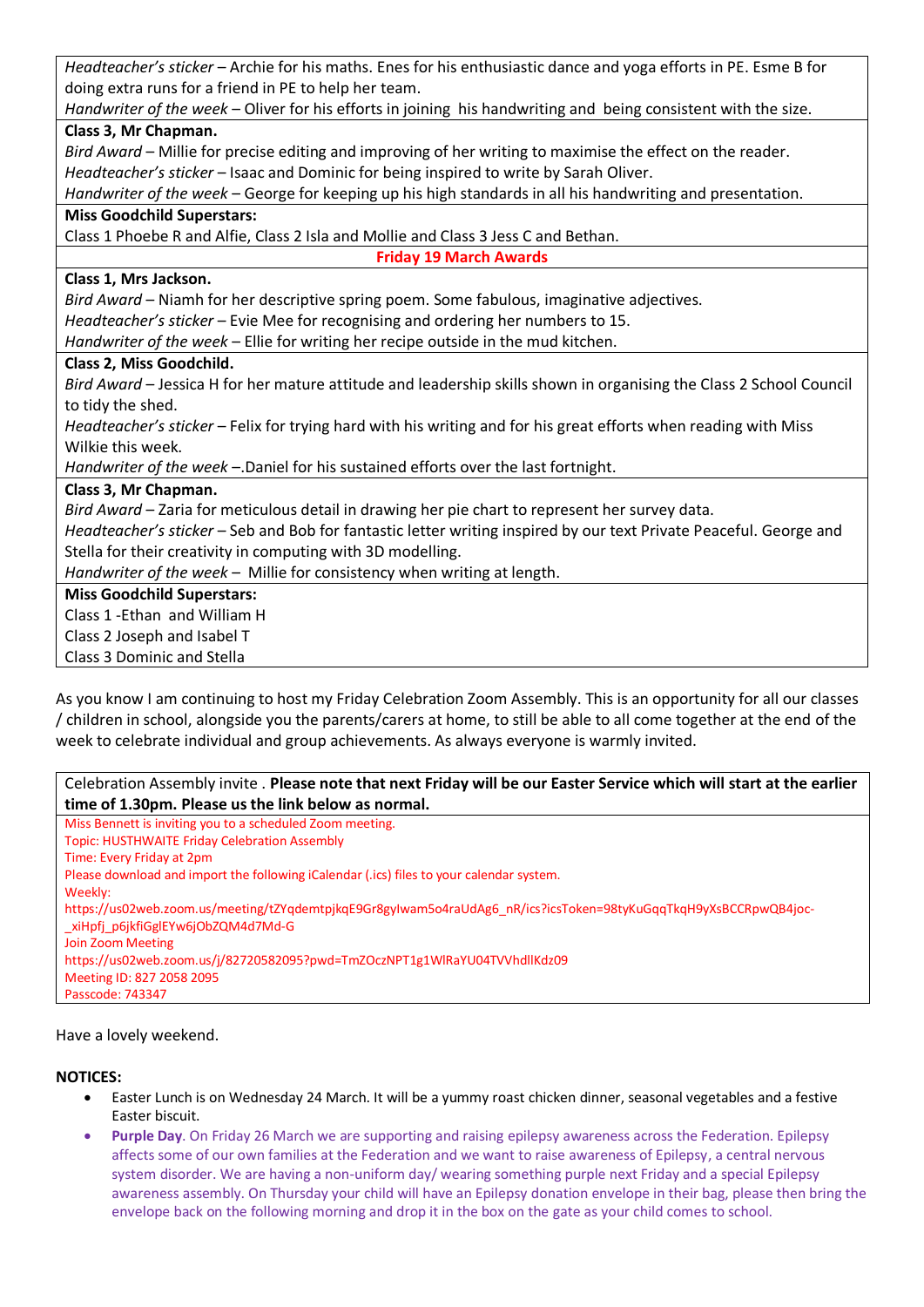*Headteacher's sticker* – Archie for his maths. Enes for his enthusiastic dance and yoga efforts in PE. Esme B for doing extra runs for a friend in PE to help her team.
*Handwriter of the week* – Oliver for his efforts in joining his handwriting and being consistent with the size.

**Class 3, Mr Chapman.**
*Bird Award* – Millie for precise editing and improving of her writing to maximise the effect on the reader.
*Headteacher's sticker* – Isaac and Dominic for being inspired to write by Sarah Oliver.
*Handwriter of the week* – George for keeping up his high standards in all his handwriting and presentation.

**Miss Goodchild Superstars:**
Class 1 Phoebe R and Alfie, Class 2 Isla and Mollie and Class 3 Jess C and Bethan.

**Friday 19 March Awards**

**Class 1, Mrs Jackson.**
*Bird Award* – Niamh for her descriptive spring poem. Some fabulous, imaginative adjectives.
*Headteacher's sticker* – Evie Mee for recognising and ordering her numbers to 15.
*Handwriter of the week* – Ellie for writing her recipe outside in the mud kitchen.

**Class 2, Miss Goodchild.**
*Bird Award* – Jessica H for her mature attitude and leadership skills shown in organising the Class 2 School Council to tidy the shed.
*Headteacher's sticker* – Felix for trying hard with his writing and for his great efforts when reading with Miss Wilkie this week.
*Handwriter of the week* –.Daniel for his sustained efforts over the last fortnight.

**Class 3, Mr Chapman.**
*Bird Award* – Zaria for meticulous detail in drawing her pie chart to represent her survey data.
*Headteacher's sticker* – Seb and Bob for fantastic letter writing inspired by our text Private Peaceful. George and Stella for their creativity in computing with 3D modelling.
*Handwriter of the week* – Millie for consistency when writing at length.

**Miss Goodchild Superstars:**
Class 1 -Ethan and William H
Class 2 Joseph and Isabel T
Class 3 Dominic and Stella

As you know I am continuing to host my Friday Celebration Zoom Assembly. This is an opportunity for all our classes / children in school, alongside you the parents/carers at home, to still be able to all come together at the end of the week to celebrate individual and group achievements. As always everyone is warmly invited.

Celebration Assembly invite . **Please note that next Friday will be our Easter Service which will start at the earlier time of 1.30pm. Please us the link below as normal.**

Miss Bennett is inviting you to a scheduled Zoom meeting.
Topic: HUSTHWAITE Friday Celebration Assembly
Time: Every Friday at 2pm
Please download and import the following iCalendar (.ics) files to your calendar system.
Weekly:
https://us02web.zoom.us/meeting/tZYqdemtpjkqE9Gr8gyIwam5o4raUdAg6_nR/ics?icsToken=98tyKuGqqTkqH9yXsBCCRpwQB4joc-_xiHpfj_p6jkfiGglEYw6jObZQM4d7Md-G
Join Zoom Meeting
https://us02web.zoom.us/j/82720582095?pwd=TmZOczNPT1g1WlRaYU04TVVhdllKdz09
Meeting ID: 827 2058 2095
Passcode: 743347

Have a lovely weekend.

**NOTICES:**

- Easter Lunch is on Wednesday 24 March. It will be a yummy roast chicken dinner, seasonal vegetables and a festive Easter biscuit.
- **Purple Day**. On Friday 26 March we are supporting and raising epilepsy awareness across the Federation. Epilepsy affects some of our own families at the Federation and we want to raise awareness of Epilepsy, a central nervous system disorder. We are having a non-uniform day/ wearing something purple next Friday and a special Epilepsy awareness assembly. On Thursday your child will have an Epilepsy donation envelope in their bag, please then bring the envelope back on the following morning and drop it in the box on the gate as your child comes to school.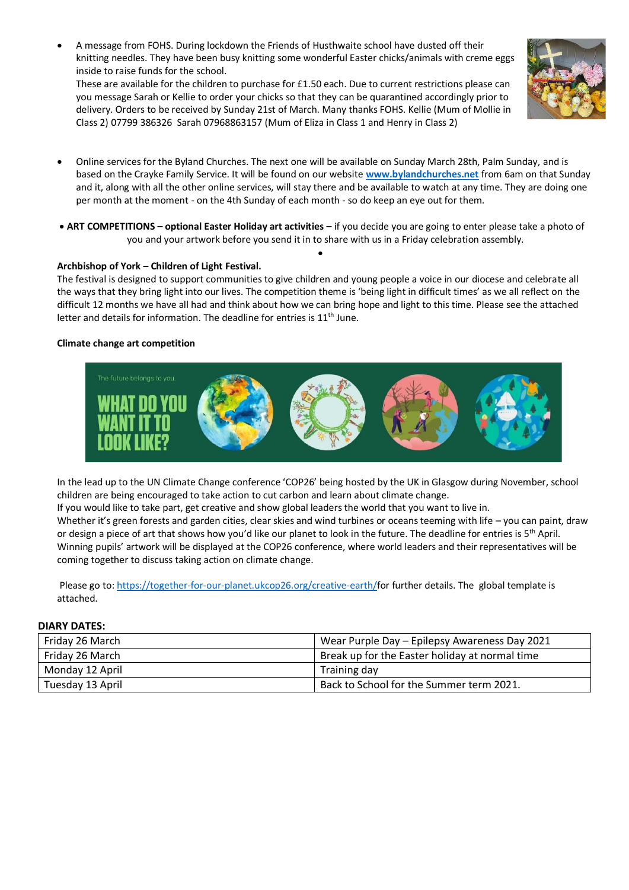- A message from FOHS. During lockdown the Friends of Husthwaite school have dusted off their knitting needles. They have been busy knitting some wonderful Easter chicks/animals with creme eggs inside to raise funds for the school.
  These are available for the children to purchase for £1.50 each. Due to current restrictions please can you message Sarah or Kellie to order your chicks so that they can be quarantined accordingly prior to delivery. Orders to be received by Sunday 21st of March. Many thanks FOHS. Kellie (Mum of Mollie in Class 2) 07799 386326 Sarah 07968863157 (Mum of Eliza in Class 1 and Henry in Class 2)

- Online services for the Byland Churches. The next one will be available on Sunday March 28th, Palm Sunday, and is based on the Crayke Family Service. It will be found on our website **www.bylandchurches.net** from 6am on that Sunday and it, along with all the other online services, will stay there and be available to watch at any time. They are doing one per month at the moment - on the 4th Sunday of each month - so do keep an eye out for them.

- **ART COMPETITIONS – optional Easter Holiday art activities –** if you decide you are going to enter please take a photo of you and your artwork before you send it in to share with us in a Friday celebration assembly.

**Archbishop of York – Children of Light Festival.**
The festival is designed to support communities to give children and young people a voice in our diocese and celebrate all the ways that they bring light into our lives. The competition theme is 'being light in difficult times' as we all reflect on the difficult 12 months we have all had and think about how we can bring hope and light to this time. Please see the attached letter and details for information. The deadline for entries is 11th June.

**Climate change art competition**

The future belongs to you.

WHAT DO YOU WANT IT TO LOOK LIKE?

In the lead up to the UN Climate Change conference 'COP26' being hosted by the UK in Glasgow during November, school children are being encouraged to take action to cut carbon and learn about climate change.
If you would like to take part, get creative and show global leaders the world that you want to live in.
Whether it's green forests and garden cities, clear skies and wind turbines or oceans teeming with life – you can paint, draw or design a piece of art that shows how you'd like our planet to look in the future. The deadline for entries is 5th April.
Winning pupils' artwork will be displayed at the COP26 conference, where world leaders and their representatives will be coming together to discuss taking action on climate change.

Please go to: https://together-for-our-planet.ukcop26.org/creative-earth/ for further details. The global template is attached.

**DIARY DATES:**

| | |
|---|---|
| Friday 26 March | Wear Purple Day – Epilepsy Awareness Day 2021 |
| Friday 26 March | Break up for the Easter holiday at normal time |
| Monday 12 April | Training day |
| Tuesday 13 April | Back to School for the Summer term 2021. |